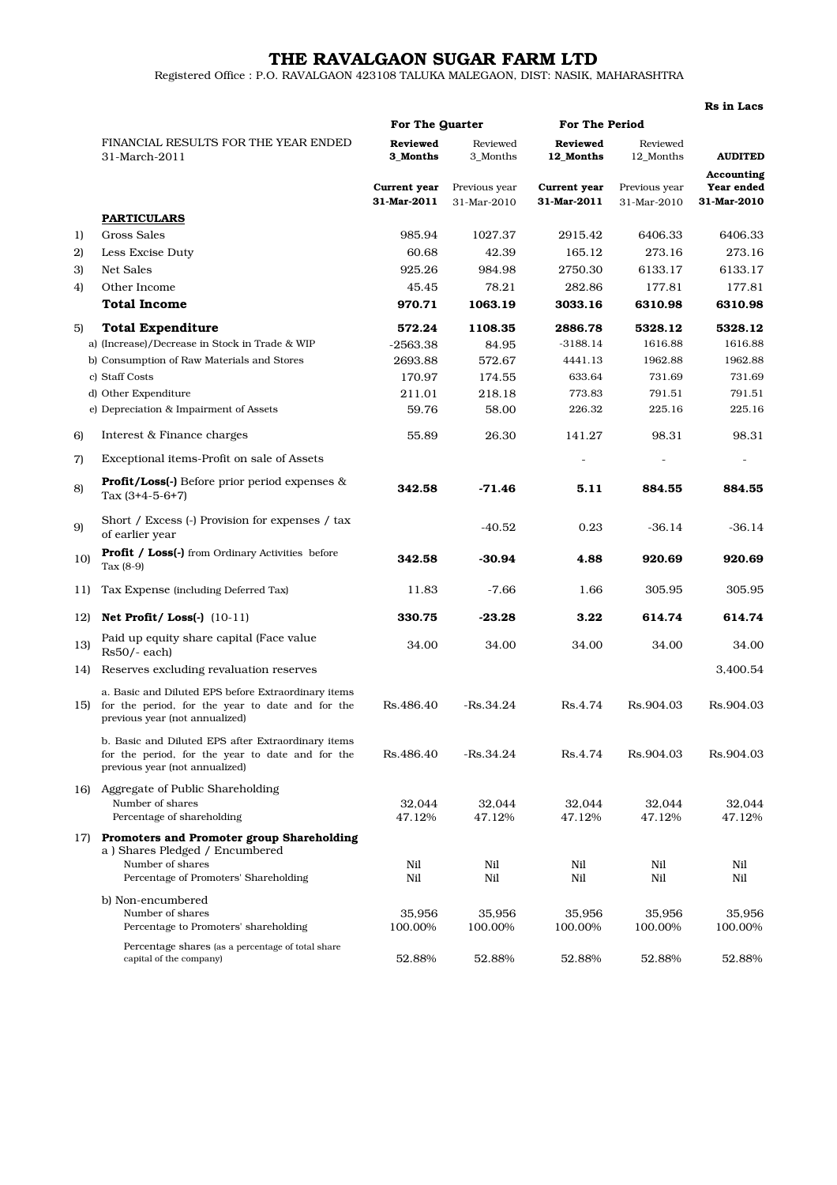# THE RAVALGAON SUGAR FARM LTD

Registered Office : P.O. RAVALGAON 423108 TALUKA MALEGAON, DIST: NASIK, MAHARASHTRA

**Rs in Lacs**

| | | For The Quarter | | For The Period | | |
|---|---|---|---|---|---|---|
| | FINANCIAL RESULTS FOR THE YEAR ENDED 31-March-2011 | **Reviewed 3_Months** | Reviewed 3_Months | **Reviewed 12_Months** | Reviewed 12_Months | **AUDITED** |
| | | **Current year 31-Mar-2011** | Previous year 31-Mar-2010 | **Current year 31-Mar-2011** | Previous year 31-Mar-2010 | **Accounting Year ended 31-Mar-2010** |
| | **PARTICULARS** | | | | | |
| 1) | Gross Sales | 985.94 | 1027.37 | 2915.42 | 6406.33 | 6406.33 |
| 2) | Less Excise Duty | 60.68 | 42.39 | 165.12 | 273.16 | 273.16 |
| 3) | Net Sales | 925.26 | 984.98 | 2750.30 | 6133.17 | 6133.17 |
| 4) | Other Income | 45.45 | 78.21 | 282.86 | 177.81 | 177.81 |
| | **Total Income** | **970.71** | **1063.19** | **3033.16** | **6310.98** | **6310.98** |
| 5) | **Total Expenditure** | **572.24** | **1108.35** | **2886.78** | **5328.12** | **5328.12** |
| | a) (Increase)/Decrease in Stock in Trade & WIP | -2563.38 | 84.95 | -3188.14 | 1616.88 | 1616.88 |
| | b) Consumption of Raw Materials and Stores | 2693.88 | 572.67 | 4441.13 | 1962.88 | 1962.88 |
| | c) Staff Costs | 170.97 | 174.55 | 633.64 | 731.69 | 731.69 |
| | d) Other Expenditure | 211.01 | 218.18 | 773.83 | 791.51 | 791.51 |
| | e) Depreciation & Impairment of Assets | 59.76 | 58.00 | 226.32 | 225.16 | 225.16 |
| 6) | Interest & Finance charges | 55.89 | 26.30 | 141.27 | 98.31 | 98.31 |
| 7) | Exceptional items-Profit on sale of Assets | | | - | - | - |
| 8) | **Profit/Loss(-)** Before prior period expenses & Tax (3+4-5-6+7) | **342.58** | **-71.46** | **5.11** | **884.55** | **884.55** |
| 9) | Short / Excess (-) Provision for expenses / tax of earlier year | | -40.52 | 0.23 | -36.14 | -36.14 |
| 10) | **Profit / Loss(-)** from Ordinary Activities before Tax (8-9) | **342.58** | **-30.94** | **4.88** | **920.69** | **920.69** |
| 11) | Tax Expense (including Deferred Tax) | 11.83 | -7.66 | 1.66 | 305.95 | 305.95 |
| 12) | **Net Profit/ Loss(-)** (10-11) | **330.75** | **-23.28** | **3.22** | **614.74** | **614.74** |
| 13) | Paid up equity share capital (Face value Rs50/- each) | 34.00 | 34.00 | 34.00 | 34.00 | 34.00 |
| 14) | Reserves excluding revaluation reserves | | | | | 3,400.54 |
| 15) | a. Basic and Diluted EPS before Extraordinary items for the period, for the year to date and for the previous year (not annualized) | Rs.486.40 | -Rs.34.24 | Rs.4.74 | Rs.904.03 | Rs.904.03 |
| | b. Basic and Diluted EPS after Extraordinary items for the period, for the year to date and for the previous year (not annualized) | Rs.486.40 | -Rs.34.24 | Rs.4.74 | Rs.904.03 | Rs.904.03 |
| 16) | Aggregate of Public Shareholding | | | | | |
| | Number of shares | 32,044 | 32,044 | 32,044 | 32,044 | 32,044 |
| | Percentage of shareholding | 47.12% | 47.12% | 47.12% | 47.12% | 47.12% |
| 17) | **Promoters and Promoter group Shareholding** | | | | | |
| | a ) Shares Pledged / Encumbered | | | | | |
| | Number of shares | Nil | Nil | Nil | Nil | Nil |
| | Percentage of Promoters' Shareholding | Nil | Nil | Nil | Nil | Nil |
| | b) Non-encumbered | | | | | |
| | Number of shares | 35,956 | 35,956 | 35,956 | 35,956 | 35,956 |
| | Percentage to Promoters' shareholding | 100.00% | 100.00% | 100.00% | 100.00% | 100.00% |
| | Percentage shares (as a percentage of total share capital of the company) | 52.88% | 52.88% | 52.88% | 52.88% | 52.88% |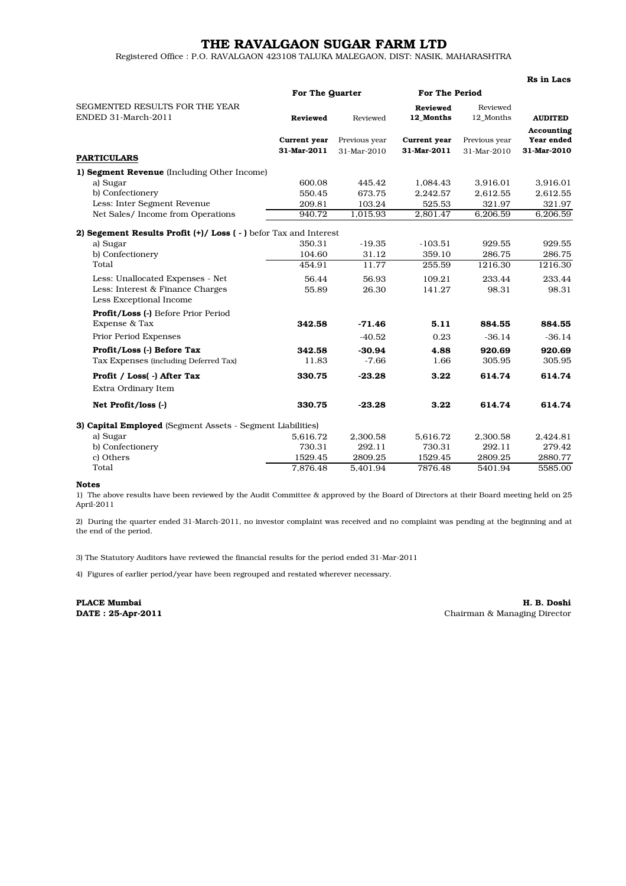# THE RAVALGAON SUGAR FARM LTD

Registered Office : P.O. RAVALGAON 423108 TALUKA MALEGAON, DIST: NASIK, MAHARASHTRA

**Rs in Lacs**

| SEGMENTED RESULTS FOR THE YEAR ENDED 31-March-2011 | For The Quarter | | For The Period | | |
|---|---|---|---|---|---|
| | **Reviewed** | Reviewed | **Reviewed 12_Months** | Reviewed 12_Months | **AUDITED** |
| **PARTICULARS** | **Current year 31-Mar-2011** | Previous year 31-Mar-2010 | **Current year 31-Mar-2011** | Previous year 31-Mar-2010 | **Accounting Year ended 31-Mar-2010** |
| **1) Segment Revenue** (Including Other Income) | | | | | |
| a) Sugar | 600.08 | 445.42 | 1,084.43 | 3,916.01 | 3,916.01 |
| b) Confectionery | 550.45 | 673.75 | 2,242.57 | 2,612.55 | 2,612.55 |
| Less: Inter Segment Revenue | 209.81 | 103.24 | 525.53 | 321.97 | 321.97 |
| Net Sales/ Income from Operations | 940.72 | 1,015.93 | 2,801.47 | 6,206.59 | 6,206.59 |
| **2) Segement Results Profit (+)/ Loss ( - )** befor Tax and Interest | | | | | |
| a) Sugar | 350.31 | -19.35 | -103.51 | 929.55 | 929.55 |
| b) Confectionery | 104.60 | 31.12 | 359.10 | 286.75 | 286.75 |
| Total | 454.91 | 11.77 | 255.59 | 1216.30 | 1216.30 |
| Less: Unallocated Expenses - Net | 56.44 | 56.93 | 109.21 | 233.44 | 233.44 |
| Less: Interest & Finance Charges | 55.89 | 26.30 | 141.27 | 98.31 | 98.31 |
| Less Exceptional Income | | | | | |
| **Profit/Loss (-)** Before Prior Period Expense & Tax | **342.58** | **-71.46** | **5.11** | **884.55** | **884.55** |
| Prior Period Expenses | | -40.52 | 0.23 | -36.14 | -36.14 |
| **Profit/Loss (-) Before Tax** | **342.58** | **-30.94** | **4.88** | **920.69** | **920.69** |
| Tax Expenses (including Deferred Tax) | 11.83 | -7.66 | 1.66 | 305.95 | 305.95 |
| **Profit / Loss( -) After Tax** | **330.75** | **-23.28** | **3.22** | **614.74** | **614.74** |
| Extra Ordinary Item | | | | | |
| **Net Profit/loss (-)** | **330.75** | **-23.28** | **3.22** | **614.74** | **614.74** |
| **3) Capital Employed** (Segment Assets - Segment Liabilities) | | | | | |
| a) Sugar | 5,616.72 | 2,300.58 | 5,616.72 | 2,300.58 | 2,424.81 |
| b) Confectionery | 730.31 | 292.11 | 730.31 | 292.11 | 279.42 |
| c) Others | 1529.45 | 2809.25 | 1529.45 | 2809.25 | 2880.77 |
| Total | 7,876.48 | 5,401.94 | 7876.48 | 5401.94 | 5585.00 |

**Notes**

1) The above results have been reviewed by the Audit Committee & approved by the Board of Directors at their Board meeting held on 25 April-2011

2) During the quarter ended 31-March-2011, no investor complaint was received and no complaint was pending at the beginning and at the end of the period.

3) The Statutory Auditors have reviewed the financial results for the period ended 31-Mar-2011

4) Figures of earlier period/year have been regrouped and restated wherever necessary.

**PLACE Mumbai**
**DATE : 25-Apr-2011**

**H. B. Doshi**
Chairman & Managing Director